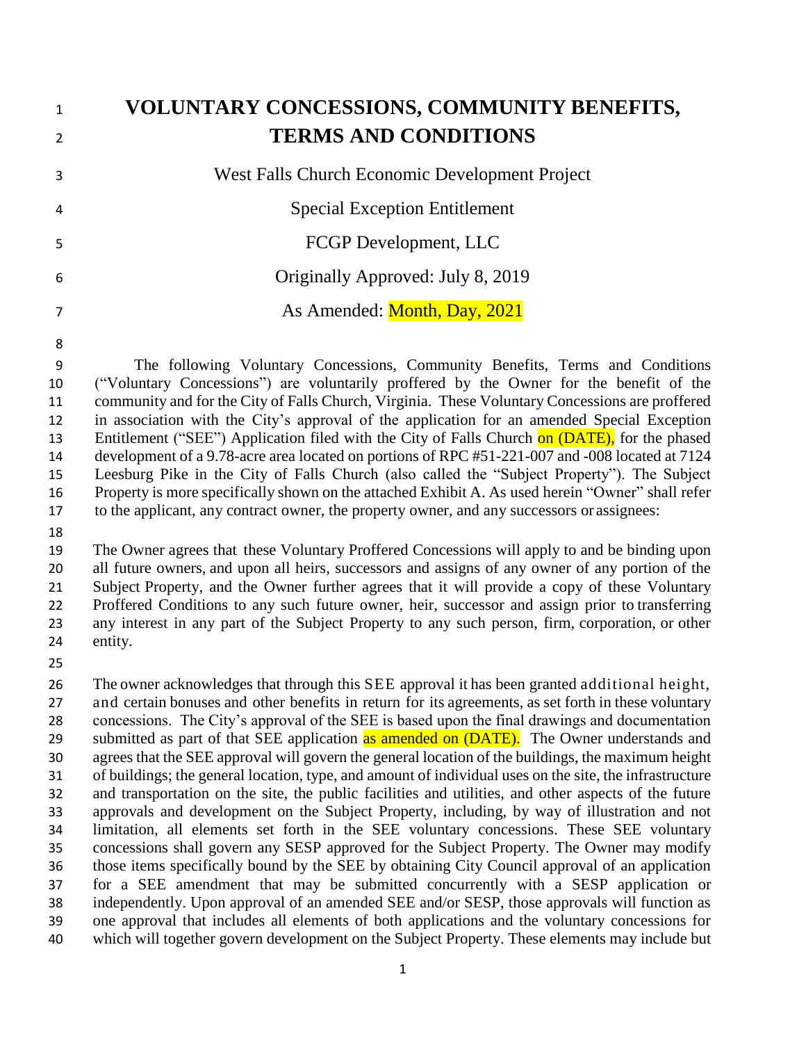# VOLUNTARY CONCESSIONS, COMMUNITY BENEFITS, TERMS AND CONDITIONS

West Falls Church Economic Development Project

Special Exception Entitlement

FCGP Development, LLC

Originally Approved: July 8, 2019

As Amended: Month, Day, 2021

The following Voluntary Concessions, Community Benefits, Terms and Conditions ("Voluntary Concessions") are voluntarily proffered by the Owner for the benefit of the community and for the City of Falls Church, Virginia. These Voluntary Concessions are proffered in association with the City's approval of the application for an amended Special Exception Entitlement ("SEE") Application filed with the City of Falls Church on (DATE), for the phased development of a 9.78-acre area located on portions of RPC #51-221-007 and -008 located at 7124 Leesburg Pike in the City of Falls Church (also called the "Subject Property"). The Subject Property is more specifically shown on the attached Exhibit A. As used herein "Owner" shall refer to the applicant, any contract owner, the property owner, and any successors or assignees:

The Owner agrees that these Voluntary Proffered Concessions will apply to and be binding upon all future owners, and upon all heirs, successors and assigns of any owner of any portion of the Subject Property, and the Owner further agrees that it will provide a copy of these Voluntary Proffered Conditions to any such future owner, heir, successor and assign prior to transferring any interest in any part of the Subject Property to any such person, firm, corporation, or other entity.

The owner acknowledges that through this SEE approval it has been granted additional height, and certain bonuses and other benefits in return for its agreements, as set forth in these voluntary concessions. The City's approval of the SEE is based upon the final drawings and documentation submitted as part of that SEE application as amended on (DATE). The Owner understands and agrees that the SEE approval will govern the general location of the buildings, the maximum height of buildings; the general location, type, and amount of individual uses on the site, the infrastructure and transportation on the site, the public facilities and utilities, and other aspects of the future approvals and development on the Subject Property, including, by way of illustration and not limitation, all elements set forth in the SEE voluntary concessions. These SEE voluntary concessions shall govern any SESP approved for the Subject Property. The Owner may modify those items specifically bound by the SEE by obtaining City Council approval of an application for a SEE amendment that may be submitted concurrently with a SESP application or independently. Upon approval of an amended SEE and/or SESP, those approvals will function as one approval that includes all elements of both applications and the voluntary concessions for which will together govern development on the Subject Property. These elements may include but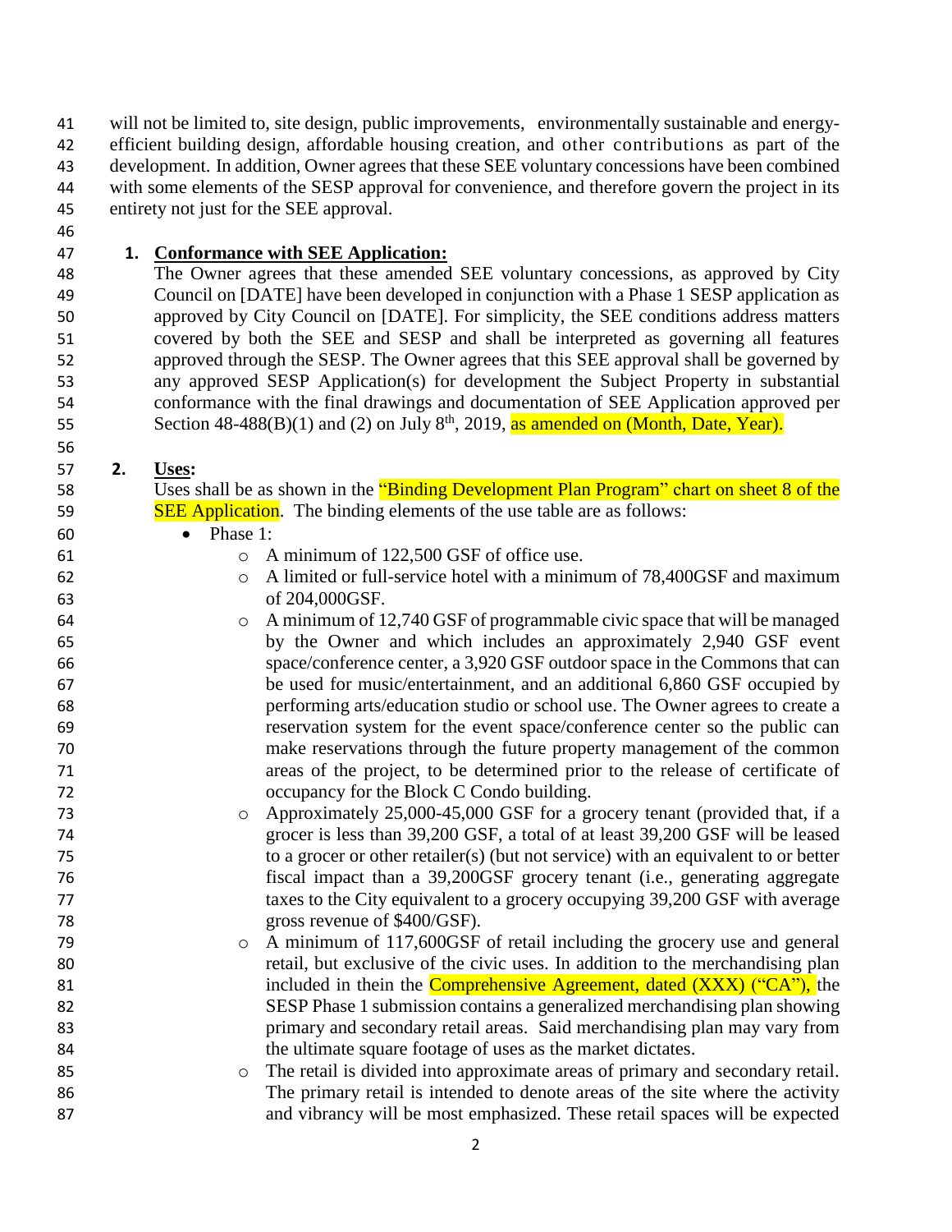will not be limited to, site design, public improvements, environmentally sustainable and energy-efficient building design, affordable housing creation, and other contributions as part of the development. In addition, Owner agrees that these SEE voluntary concessions have been combined with some elements of the SESP approval for convenience, and therefore govern the project in its entirety not just for the SEE approval.

1. **Conformance with SEE Application:**
   The Owner agrees that these amended SEE voluntary concessions, as approved by City Council on [DATE] have been developed in conjunction with a Phase 1 SESP application as approved by City Council on [DATE]. For simplicity, the SEE conditions address matters covered by both the SEE and SESP and shall be interpreted as governing all features approved through the SESP. The Owner agrees that this SEE approval shall be governed by any approved SESP Application(s) for development the Subject Property in substantial conformance with the final drawings and documentation of SEE Application approved per Section 48-488(B)(1) and (2) on July 8th, 2019, as amended on (Month, Date, Year).

2. **Uses:**
   Uses shall be as shown in the "Binding Development Plan Program" chart on sheet 8 of the SEE Application. The binding elements of the use table are as follows:
   - Phase 1:
     - A minimum of 122,500 GSF of office use.
     - A limited or full-service hotel with a minimum of 78,400GSF and maximum of 204,000GSF.
     - A minimum of 12,740 GSF of programmable civic space that will be managed by the Owner and which includes an approximately 2,940 GSF event space/conference center, a 3,920 GSF outdoor space in the Commons that can be used for music/entertainment, and an additional 6,860 GSF occupied by performing arts/education studio or school use. The Owner agrees to create a reservation system for the event space/conference center so the public can make reservations through the future property management of the common areas of the project, to be determined prior to the release of certificate of occupancy for the Block C Condo building.
     - Approximately 25,000-45,000 GSF for a grocery tenant (provided that, if a grocer is less than 39,200 GSF, a total of at least 39,200 GSF will be leased to a grocer or other retailer(s) (but not service) with an equivalent to or better fiscal impact than a 39,200GSF grocery tenant (i.e., generating aggregate taxes to the City equivalent to a grocery occupying 39,200 GSF with average gross revenue of $400/GSF).
     - A minimum of 117,600GSF of retail including the grocery use and general retail, but exclusive of the civic uses. In addition to the merchandising plan included in their the Comprehensive Agreement, dated (XXX) ("CA"), the SESP Phase 1 submission contains a generalized merchandising plan showing primary and secondary retail areas. Said merchandising plan may vary from the ultimate square footage of uses as the market dictates.
     - The retail is divided into approximate areas of primary and secondary retail. The primary retail is intended to denote areas of the site where the activity and vibrancy will be most emphasized. These retail spaces will be expected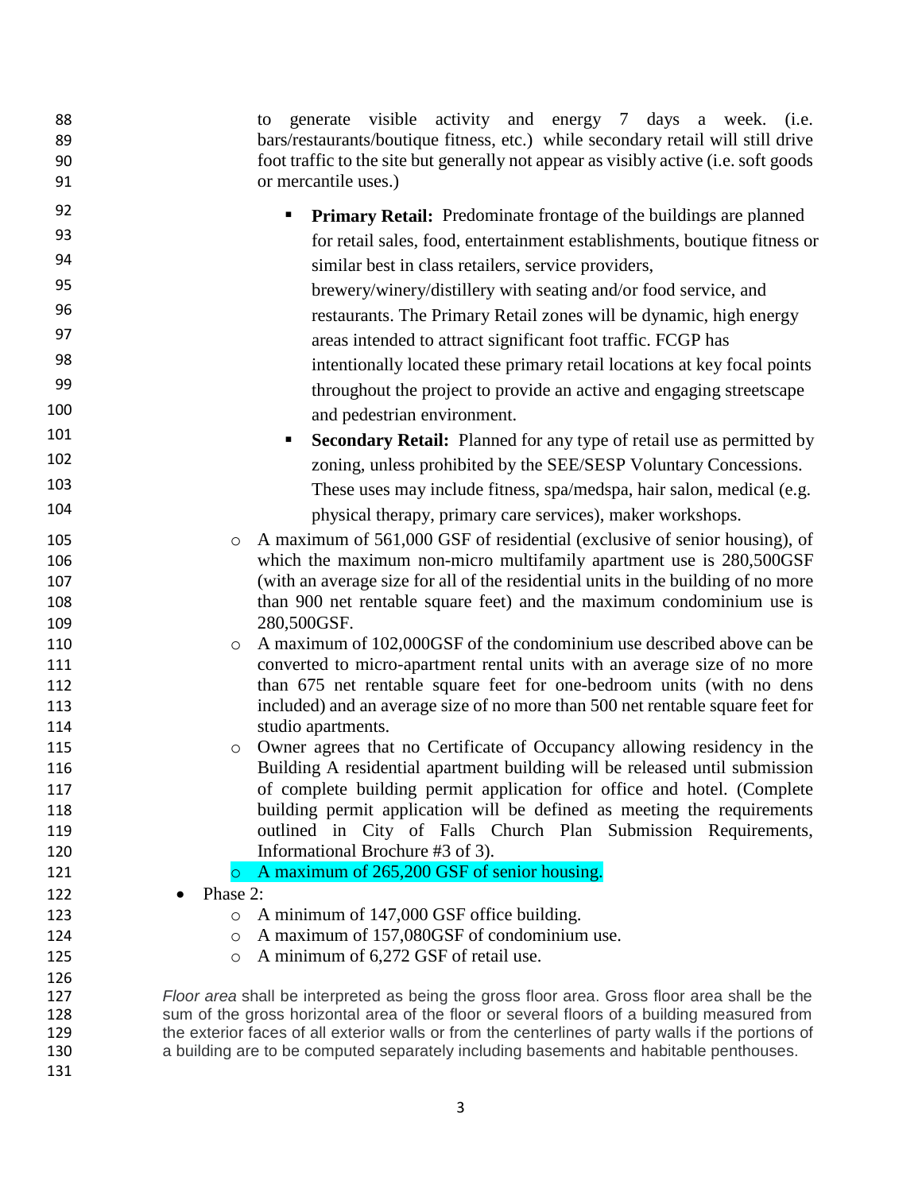to generate visible activity and energy 7 days a week. (i.e. bars/restaurants/boutique fitness, etc.) while secondary retail will still drive foot traffic to the site but generally not appear as visibly active (i.e. soft goods or mercantile uses.)

    - **Primary Retail:** Predominate frontage of the buildings are planned for retail sales, food, entertainment establishments, boutique fitness or similar best in class retailers, service providers, brewery/winery/distillery with seating and/or food service, and restaurants. The Primary Retail zones will be dynamic, high energy areas intended to attract significant foot traffic. FCGP has intentionally located these primary retail locations at key focal points throughout the project to provide an active and engaging streetscape and pedestrian environment.
    - **Secondary Retail:** Planned for any type of retail use as permitted by zoning, unless prohibited by the SEE/SESP Voluntary Concessions. These uses may include fitness, spa/medspa, hair salon, medical (e.g. physical therapy, primary care services), maker workshops.

  - A maximum of 561,000 GSF of residential (exclusive of senior housing), of which the maximum non-micro multifamily apartment use is 280,500GSF (with an average size for all of the residential units in the building of no more than 900 net rentable square feet) and the maximum condominium use is 280,500GSF.
  - A maximum of 102,000GSF of the condominium use described above can be converted to micro-apartment rental units with an average size of no more than 675 net rentable square feet for one-bedroom units (with no dens included) and an average size of no more than 500 net rentable square feet for studio apartments.
  - Owner agrees that no Certificate of Occupancy allowing residency in the Building A residential apartment building will be released until submission of complete building permit application for office and hotel. (Complete building permit application will be defined as meeting the requirements outlined in City of Falls Church Plan Submission Requirements, Informational Brochure #3 of 3).
  - A maximum of 265,200 GSF of senior housing.

- Phase 2:
  - A minimum of 147,000 GSF office building.
  - A maximum of 157,080GSF of condominium use.
  - A minimum of 6,272 GSF of retail use.

*Floor area* shall be interpreted as being the gross floor area. Gross floor area shall be the sum of the gross horizontal area of the floor or several floors of a building measured from the exterior faces of all exterior walls or from the centerlines of party walls if the portions of a building are to be computed separately including basements and habitable penthouses.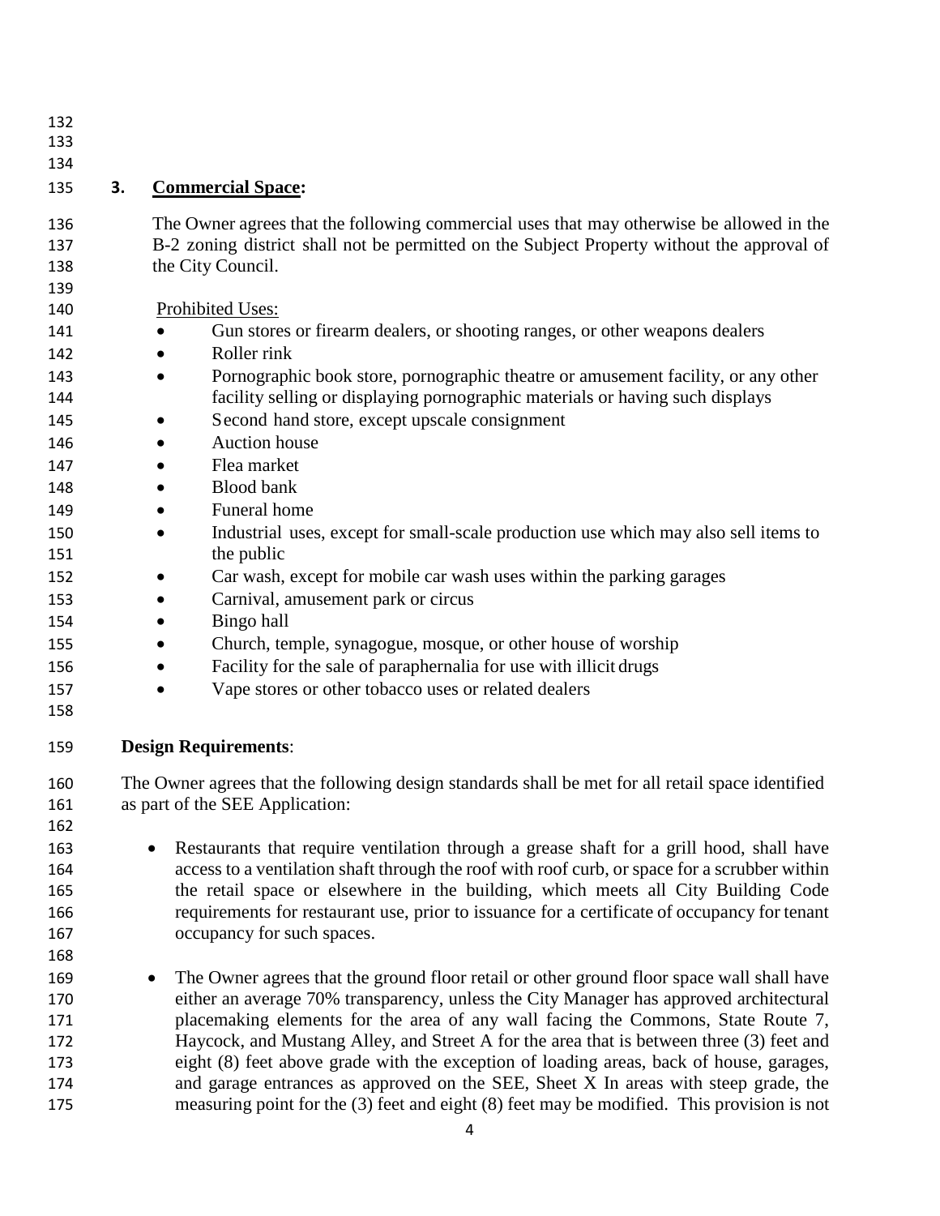## 3. Commercial Space:

The Owner agrees that the following commercial uses that may otherwise be allowed in the B-2 zoning district shall not be permitted on the Subject Property without the approval of the City Council.

Prohibited Uses:

- Gun stores or firearm dealers, or shooting ranges, or other weapons dealers
- Roller rink
- Pornographic book store, pornographic theatre or amusement facility, or any other facility selling or displaying pornographic materials or having such displays
- Second hand store, except upscale consignment
- Auction house
- Flea market
- Blood bank
- Funeral home
- Industrial uses, except for small-scale production use which may also sell items to the public
- Car wash, except for mobile car wash uses within the parking garages
- Carnival, amusement park or circus
- Bingo hall
- Church, temple, synagogue, mosque, or other house of worship
- Facility for the sale of paraphernalia for use with illicit drugs
- Vape stores or other tobacco uses or related dealers

**Design Requirements**:

The Owner agrees that the following design standards shall be met for all retail space identified as part of the SEE Application:

- Restaurants that require ventilation through a grease shaft for a grill hood, shall have access to a ventilation shaft through the roof with roof curb, or space for a scrubber within the retail space or elsewhere in the building, which meets all City Building Code requirements for restaurant use, prior to issuance for a certificate of occupancy for tenant occupancy for such spaces.

- The Owner agrees that the ground floor retail or other ground floor space wall shall have either an average 70% transparency, unless the City Manager has approved architectural placemaking elements for the area of any wall facing the Commons, State Route 7, Haycock, and Mustang Alley, and Street A for the area that is between three (3) feet and eight (8) feet above grade with the exception of loading areas, back of house, garages, and garage entrances as approved on the SEE, Sheet X In areas with steep grade, the measuring point for the (3) feet and eight (8) feet may be modified. This provision is not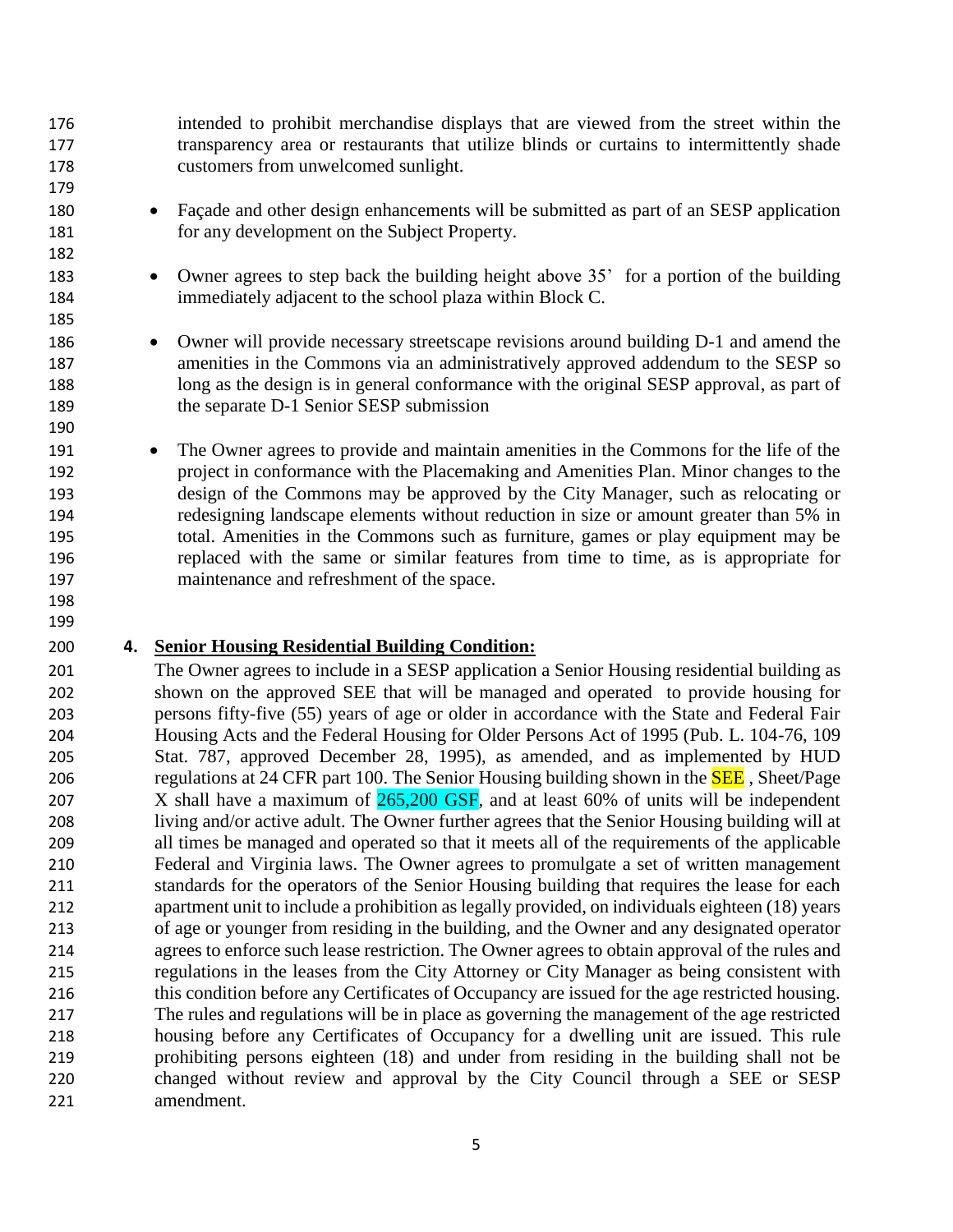intended to prohibit merchandise displays that are viewed from the street within the transparency area or restaurants that utilize blinds or curtains to intermittently shade customers from unwelcomed sunlight.

- Façade and other design enhancements will be submitted as part of an SESP application for any development on the Subject Property.

- Owner agrees to step back the building height above 35' for a portion of the building immediately adjacent to the school plaza within Block C.

- Owner will provide necessary streetscape revisions around building D-1 and amend the amenities in the Commons via an administratively approved addendum to the SESP so long as the design is in general conformance with the original SESP approval, as part of the separate D-1 Senior SESP submission

- The Owner agrees to provide and maintain amenities in the Commons for the life of the project in conformance with the Placemaking and Amenities Plan. Minor changes to the design of the Commons may be approved by the City Manager, such as relocating or redesigning landscape elements without reduction in size or amount greater than 5% in total. Amenities in the Commons such as furniture, games or play equipment may be replaced with the same or similar features from time to time, as is appropriate for maintenance and refreshment of the space.

4. **Senior Housing Residential Building Condition:**

The Owner agrees to include in a SESP application a Senior Housing residential building as shown on the approved SEE that will be managed and operated to provide housing for persons fifty-five (55) years of age or older in accordance with the State and Federal Fair Housing Acts and the Federal Housing for Older Persons Act of 1995 (Pub. L. 104-76, 109 Stat. 787, approved December 28, 1995), as amended, and as implemented by HUD regulations at 24 CFR part 100. The Senior Housing building shown in the SEE , Sheet/Page X shall have a maximum of 265,200 GSF, and at least 60% of units will be independent living and/or active adult. The Owner further agrees that the Senior Housing building will at all times be managed and operated so that it meets all of the requirements of the applicable Federal and Virginia laws. The Owner agrees to promulgate a set of written management standards for the operators of the Senior Housing building that requires the lease for each apartment unit to include a prohibition as legally provided, on individuals eighteen (18) years of age or younger from residing in the building, and the Owner and any designated operator agrees to enforce such lease restriction. The Owner agrees to obtain approval of the rules and regulations in the leases from the City Attorney or City Manager as being consistent with this condition before any Certificates of Occupancy are issued for the age restricted housing. The rules and regulations will be in place as governing the management of the age restricted housing before any Certificates of Occupancy for a dwelling unit are issued. This rule prohibiting persons eighteen (18) and under from residing in the building shall not be changed without review and approval by the City Council through a SEE or SESP amendment.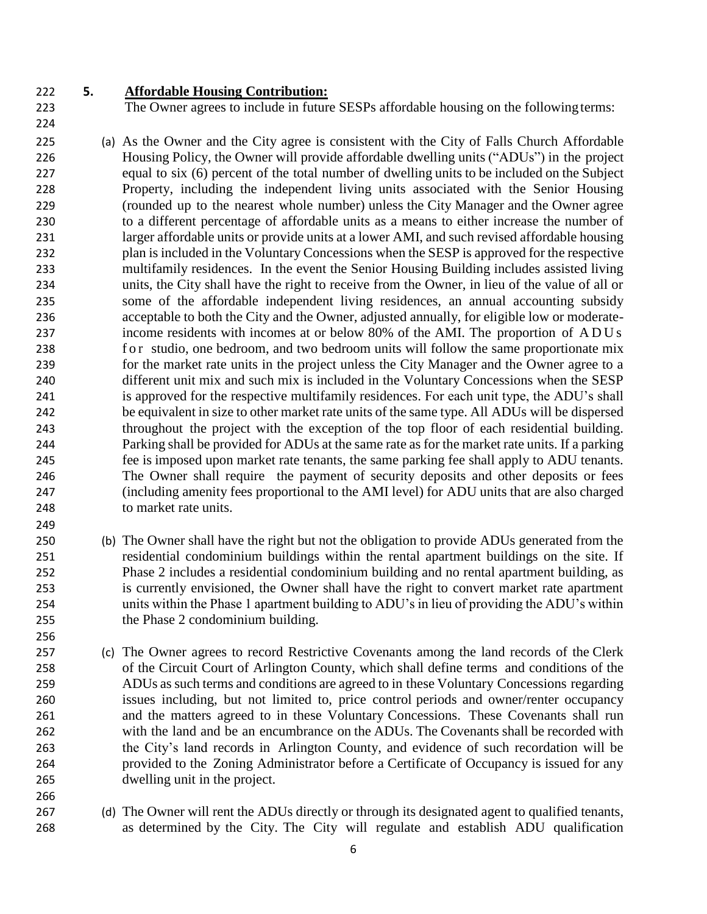**5. Affordable Housing Contribution:**

The Owner agrees to include in future SESPs affordable housing on the following terms:

(a) As the Owner and the City agree is consistent with the City of Falls Church Affordable Housing Policy, the Owner will provide affordable dwelling units ("ADUs") in the project equal to six (6) percent of the total number of dwelling units to be included on the Subject Property, including the independent living units associated with the Senior Housing (rounded up to the nearest whole number) unless the City Manager and the Owner agree to a different percentage of affordable units as a means to either increase the number of larger affordable units or provide units at a lower AMI, and such revised affordable housing plan is included in the Voluntary Concessions when the SESP is approved for the respective multifamily residences. In the event the Senior Housing Building includes assisted living units, the City shall have the right to receive from the Owner, in lieu of the value of all or some of the affordable independent living residences, an annual accounting subsidy acceptable to both the City and the Owner, adjusted annually, for eligible low or moderate-income residents with incomes at or below 80% of the AMI. The proportion of ADUs for studio, one bedroom, and two bedroom units will follow the same proportionate mix for the market rate units in the project unless the City Manager and the Owner agree to a different unit mix and such mix is included in the Voluntary Concessions when the SESP is approved for the respective multifamily residences. For each unit type, the ADU's shall be equivalent in size to other market rate units of the same type. All ADUs will be dispersed throughout the project with the exception of the top floor of each residential building. Parking shall be provided for ADUs at the same rate as for the market rate units. If a parking fee is imposed upon market rate tenants, the same parking fee shall apply to ADU tenants. The Owner shall require the payment of security deposits and other deposits or fees (including amenity fees proportional to the AMI level) for ADU units that are also charged to market rate units.

(b) The Owner shall have the right but not the obligation to provide ADUs generated from the residential condominium buildings within the rental apartment buildings on the site. If Phase 2 includes a residential condominium building and no rental apartment building, as is currently envisioned, the Owner shall have the right to convert market rate apartment units within the Phase 1 apartment building to ADU's in lieu of providing the ADU's within the Phase 2 condominium building.

(c) The Owner agrees to record Restrictive Covenants among the land records of the Clerk of the Circuit Court of Arlington County, which shall define terms and conditions of the ADUs as such terms and conditions are agreed to in these Voluntary Concessions regarding issues including, but not limited to, price control periods and owner/renter occupancy and the matters agreed to in these Voluntary Concessions. These Covenants shall run with the land and be an encumbrance on the ADUs. The Covenants shall be recorded with the City's land records in Arlington County, and evidence of such recordation will be provided to the Zoning Administrator before a Certificate of Occupancy is issued for any dwelling unit in the project.

(d) The Owner will rent the ADUs directly or through its designated agent to qualified tenants, as determined by the City. The City will regulate and establish ADU qualification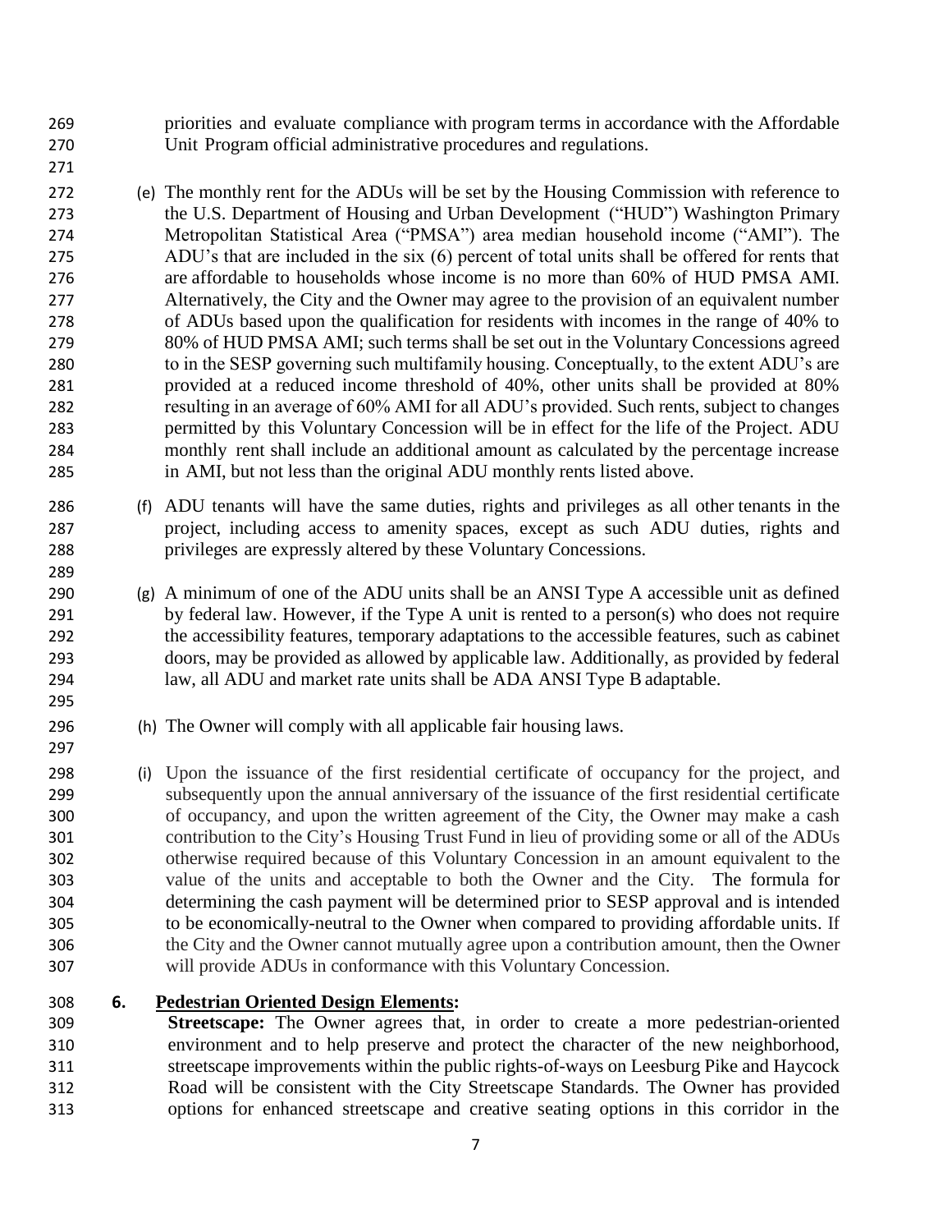priorities and evaluate compliance with program terms in accordance with the Affordable Unit Program official administrative procedures and regulations.

(e) The monthly rent for the ADUs will be set by the Housing Commission with reference to the U.S. Department of Housing and Urban Development ("HUD") Washington Primary Metropolitan Statistical Area ("PMSA") area median household income ("AMI"). The ADU's that are included in the six (6) percent of total units shall be offered for rents that are affordable to households whose income is no more than 60% of HUD PMSA AMI. Alternatively, the City and the Owner may agree to the provision of an equivalent number of ADUs based upon the qualification for residents with incomes in the range of 40% to 80% of HUD PMSA AMI; such terms shall be set out in the Voluntary Concessions agreed to in the SESP governing such multifamily housing. Conceptually, to the extent ADU's are provided at a reduced income threshold of 40%, other units shall be provided at 80% resulting in an average of 60% AMI for all ADU's provided. Such rents, subject to changes permitted by this Voluntary Concession will be in effect for the life of the Project. ADU monthly rent shall include an additional amount as calculated by the percentage increase in AMI, but not less than the original ADU monthly rents listed above.

(f) ADU tenants will have the same duties, rights and privileges as all other tenants in the project, including access to amenity spaces, except as such ADU duties, rights and privileges are expressly altered by these Voluntary Concessions.

(g) A minimum of one of the ADU units shall be an ANSI Type A accessible unit as defined by federal law. However, if the Type A unit is rented to a person(s) who does not require the accessibility features, temporary adaptations to the accessible features, such as cabinet doors, may be provided as allowed by applicable law. Additionally, as provided by federal law, all ADU and market rate units shall be ADA ANSI Type B adaptable.

(h) The Owner will comply with all applicable fair housing laws.

(i) Upon the issuance of the first residential certificate of occupancy for the project, and subsequently upon the annual anniversary of the issuance of the first residential certificate of occupancy, and upon the written agreement of the City, the Owner may make a cash contribution to the City's Housing Trust Fund in lieu of providing some or all of the ADUs otherwise required because of this Voluntary Concession in an amount equivalent to the value of the units and acceptable to both the Owner and the City. The formula for determining the cash payment will be determined prior to SESP approval and is intended to be economically-neutral to the Owner when compared to providing affordable units. If the City and the Owner cannot mutually agree upon a contribution amount, then the Owner will provide ADUs in conformance with this Voluntary Concession.

**6. <u>Pedestrian Oriented Design Elements</u>:**

**Streetscape:** The Owner agrees that, in order to create a more pedestrian-oriented environment and to help preserve and protect the character of the new neighborhood, streetscape improvements within the public rights-of-ways on Leesburg Pike and Haycock Road will be consistent with the City Streetscape Standards. The Owner has provided options for enhanced streetscape and creative seating options in this corridor in the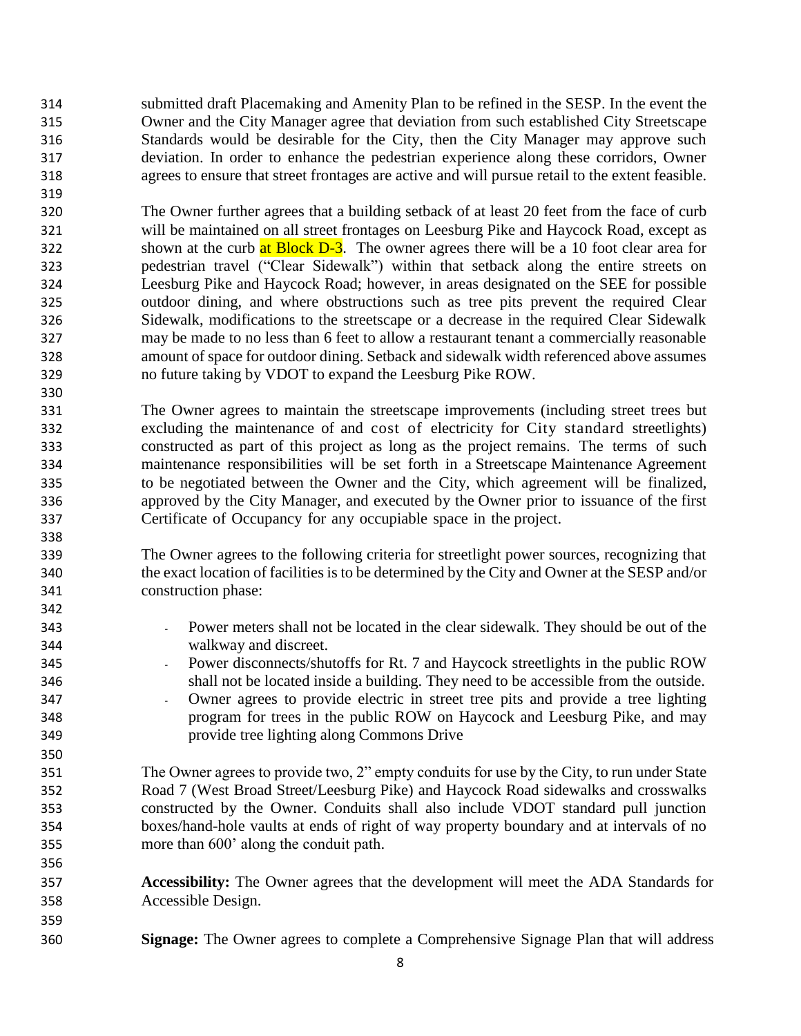submitted draft Placemaking and Amenity Plan to be refined in the SESP. In the event the Owner and the City Manager agree that deviation from such established City Streetscape Standards would be desirable for the City, then the City Manager may approve such deviation. In order to enhance the pedestrian experience along these corridors, Owner agrees to ensure that street frontages are active and will pursue retail to the extent feasible.

The Owner further agrees that a building setback of at least 20 feet from the face of curb will be maintained on all street frontages on Leesburg Pike and Haycock Road, except as shown at the curb at Block D-3. The owner agrees there will be a 10 foot clear area for pedestrian travel ("Clear Sidewalk") within that setback along the entire streets on Leesburg Pike and Haycock Road; however, in areas designated on the SEE for possible outdoor dining, and where obstructions such as tree pits prevent the required Clear Sidewalk, modifications to the streetscape or a decrease in the required Clear Sidewalk may be made to no less than 6 feet to allow a restaurant tenant a commercially reasonable amount of space for outdoor dining. Setback and sidewalk width referenced above assumes no future taking by VDOT to expand the Leesburg Pike ROW.

The Owner agrees to maintain the streetscape improvements (including street trees but excluding the maintenance of and cost of electricity for City standard streetlights) constructed as part of this project as long as the project remains. The terms of such maintenance responsibilities will be set forth in a Streetscape Maintenance Agreement to be negotiated between the Owner and the City, which agreement will be finalized, approved by the City Manager, and executed by the Owner prior to issuance of the first Certificate of Occupancy for any occupiable space in the project.

The Owner agrees to the following criteria for streetlight power sources, recognizing that the exact location of facilities is to be determined by the City and Owner at the SESP and/or construction phase:

- Power meters shall not be located in the clear sidewalk. They should be out of the walkway and discreet.
- Power disconnects/shutoffs for Rt. 7 and Haycock streetlights in the public ROW shall not be located inside a building. They need to be accessible from the outside.
- Owner agrees to provide electric in street tree pits and provide a tree lighting program for trees in the public ROW on Haycock and Leesburg Pike, and may provide tree lighting along Commons Drive

The Owner agrees to provide two, 2" empty conduits for use by the City, to run under State Road 7 (West Broad Street/Leesburg Pike) and Haycock Road sidewalks and crosswalks constructed by the Owner. Conduits shall also include VDOT standard pull junction boxes/hand-hole vaults at ends of right of way property boundary and at intervals of no more than 600' along the conduit path.

**Accessibility:** The Owner agrees that the development will meet the ADA Standards for Accessible Design.

**Signage:** The Owner agrees to complete a Comprehensive Signage Plan that will address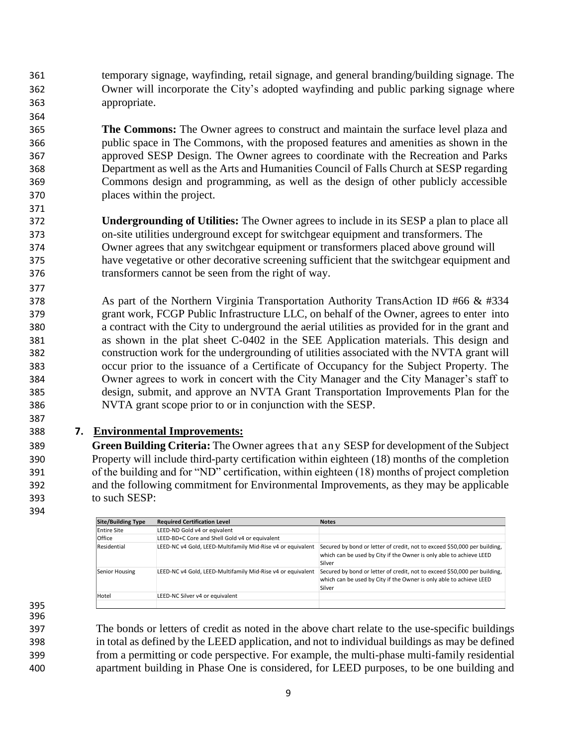temporary signage, wayfinding, retail signage, and general branding/building signage. The Owner will incorporate the City's adopted wayfinding and public parking signage where appropriate.

**The Commons:** The Owner agrees to construct and maintain the surface level plaza and public space in The Commons, with the proposed features and amenities as shown in the approved SESP Design. The Owner agrees to coordinate with the Recreation and Parks Department as well as the Arts and Humanities Council of Falls Church at SESP regarding Commons design and programming, as well as the design of other publicly accessible places within the project.

**Undergrounding of Utilities:** The Owner agrees to include in its SESP a plan to place all on-site utilities underground except for switchgear equipment and transformers. The Owner agrees that any switchgear equipment or transformers placed above ground will have vegetative or other decorative screening sufficient that the switchgear equipment and transformers cannot be seen from the right of way.

As part of the Northern Virginia Transportation Authority TransAction ID #66 & #334 grant work, FCGP Public Infrastructure LLC, on behalf of the Owner, agrees to enter into a contract with the City to underground the aerial utilities as provided for in the grant and as shown in the plat sheet C-0402 in the SEE Application materials. This design and construction work for the undergrounding of utilities associated with the NVTA grant will occur prior to the issuance of a Certificate of Occupancy for the Subject Property. The Owner agrees to work in concert with the City Manager and the City Manager's staff to design, submit, and approve an NVTA Grant Transportation Improvements Plan for the NVTA grant scope prior to or in conjunction with the SESP.

## 7. Environmental Improvements:

**Green Building Criteria:** The Owner agrees that any SESP for development of the Subject Property will include third-party certification within eighteen (18) months of the completion of the building and for "ND" certification, within eighteen (18) months of project completion and the following commitment for Environmental Improvements, as they may be applicable to such SESP:

| Site/Building Type | Required Certification Level | Notes |
|---|---|---|
| Entire Site | LEED-ND Gold v4 or eqivalent | |
| Office | LEED-BD+C Core and Shell Gold v4 or equivalent | |
| Residential | LEED-NC v4 Gold, LEED-Multifamily Mid-Rise v4 or equivalent | Secured by bond or letter of credit, not to exceed $50,000 per building, which can be used by City if the Owner is only able to achieve LEED Silver |
| Senior Housing | LEED-NC v4 Gold, LEED-Multifamily Mid-Rise v4 or equivalent | Secured by bond or letter of credit, not to exceed $50,000 per building, which can be used by City if the Owner is only able to achieve LEED Silver |
| Hotel | LEED-NC Silver v4 or equivalent | |

The bonds or letters of credit as noted in the above chart relate to the use-specific buildings in total as defined by the LEED application, and not to individual buildings as may be defined from a permitting or code perspective. For example, the multi-phase multi-family residential apartment building in Phase One is considered, for LEED purposes, to be one building and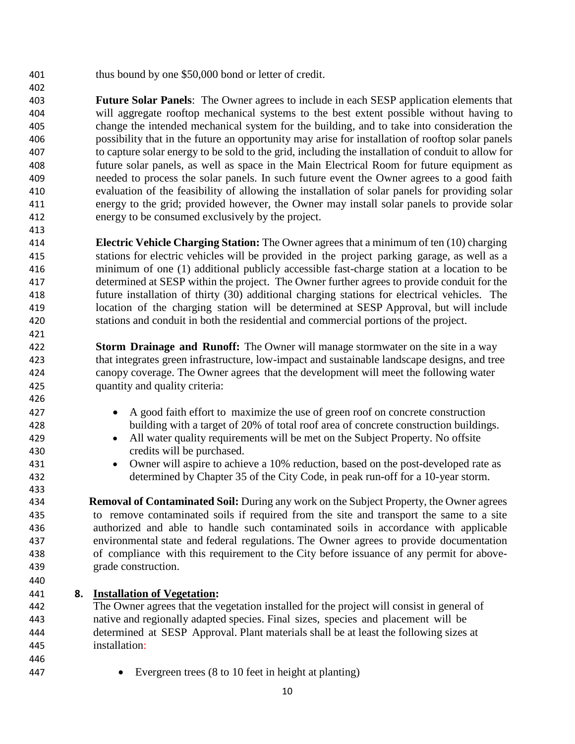thus bound by one $50,000 bond or letter of credit.

**Future Solar Panels**: The Owner agrees to include in each SESP application elements that will aggregate rooftop mechanical systems to the best extent possible without having to change the intended mechanical system for the building, and to take into consideration the possibility that in the future an opportunity may arise for installation of rooftop solar panels to capture solar energy to be sold to the grid, including the installation of conduit to allow for future solar panels, as well as space in the Main Electrical Room for future equipment as needed to process the solar panels. In such future event the Owner agrees to a good faith evaluation of the feasibility of allowing the installation of solar panels for providing solar energy to the grid; provided however, the Owner may install solar panels to provide solar energy to be consumed exclusively by the project.

**Electric Vehicle Charging Station:** The Owner agrees that a minimum of ten (10) charging stations for electric vehicles will be provided in the project parking garage, as well as a minimum of one (1) additional publicly accessible fast-charge station at a location to be determined at SESP within the project. The Owner further agrees to provide conduit for the future installation of thirty (30) additional charging stations for electrical vehicles. The location of the charging station will be determined at SESP Approval, but will include stations and conduit in both the residential and commercial portions of the project.

**Storm Drainage and Runoff:** The Owner will manage stormwater on the site in a way that integrates green infrastructure, low-impact and sustainable landscape designs, and tree canopy coverage. The Owner agrees that the development will meet the following water quantity and quality criteria:

- A good faith effort to maximize the use of green roof on concrete construction building with a target of 20% of total roof area of concrete construction buildings.
- All water quality requirements will be met on the Subject Property. No offsite credits will be purchased.
- Owner will aspire to achieve a 10% reduction, based on the post-developed rate as determined by Chapter 35 of the City Code, in peak run-off for a 10-year storm.

**Removal of Contaminated Soil:** During any work on the Subject Property, the Owner agrees to remove contaminated soils if required from the site and transport the same to a site authorized and able to handle such contaminated soils in accordance with applicable environmental state and federal regulations. The Owner agrees to provide documentation of compliance with this requirement to the City before issuance of any permit for above-grade construction.

**8. Installation of Vegetation:**

The Owner agrees that the vegetation installed for the project will consist in general of native and regionally adapted species. Final sizes, species and placement will be determined at SESP Approval. Plant materials shall be at least the following sizes at installation:

- Evergreen trees (8 to 10 feet in height at planting)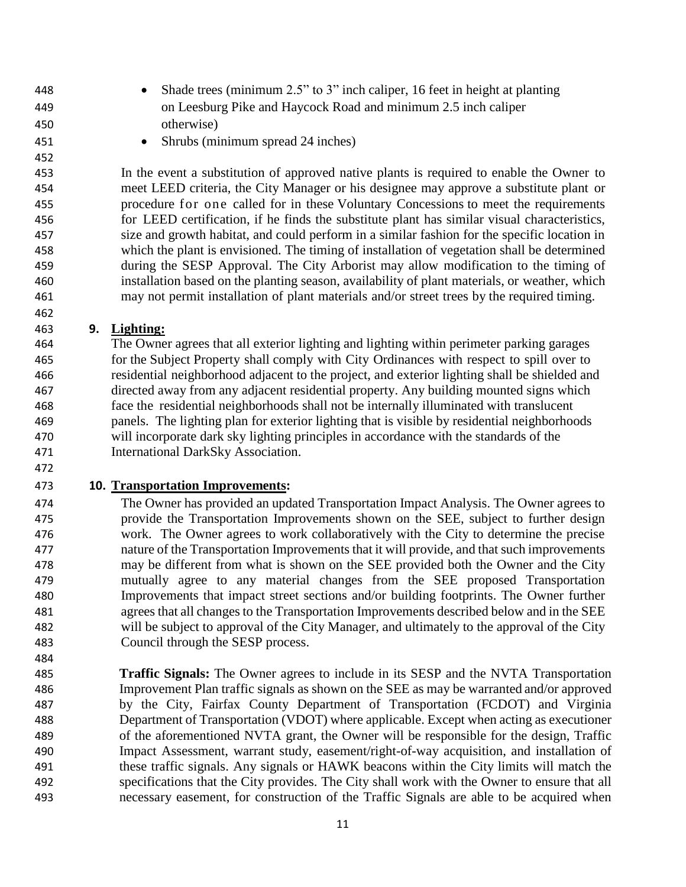- Shade trees (minimum 2.5” to 3” inch caliper, 16 feet in height at planting on Leesburg Pike and Haycock Road and minimum 2.5 inch caliper otherwise)
- Shrubs (minimum spread 24 inches)

In the event a substitution of approved native plants is required to enable the Owner to meet LEED criteria, the City Manager or his designee may approve a substitute plant or procedure for one called for in these Voluntary Concessions to meet the requirements for LEED certification, if he finds the substitute plant has similar visual characteristics, size and growth habitat, and could perform in a similar fashion for the specific location in which the plant is envisioned. The timing of installation of vegetation shall be determined during the SESP Approval. The City Arborist may allow modification to the timing of installation based on the planting season, availability of plant materials, or weather, which may not permit installation of plant materials and/or street trees by the required timing.

**9. <u>Lighting:</u>**

The Owner agrees that all exterior lighting and lighting within perimeter parking garages for the Subject Property shall comply with City Ordinances with respect to spill over to residential neighborhood adjacent to the project, and exterior lighting shall be shielded and directed away from any adjacent residential property. Any building mounted signs which face the residential neighborhoods shall not be internally illuminated with translucent panels. The lighting plan for exterior lighting that is visible by residential neighborhoods will incorporate dark sky lighting principles in accordance with the standards of the International DarkSky Association.

**10. <u>Transportation Improvements</u>:**

The Owner has provided an updated Transportation Impact Analysis. The Owner agrees to provide the Transportation Improvements shown on the SEE, subject to further design work. The Owner agrees to work collaboratively with the City to determine the precise nature of the Transportation Improvements that it will provide, and that such improvements may be different from what is shown on the SEE provided both the Owner and the City mutually agree to any material changes from the SEE proposed Transportation Improvements that impact street sections and/or building footprints. The Owner further agrees that all changes to the Transportation Improvements described below and in the SEE will be subject to approval of the City Manager, and ultimately to the approval of the City Council through the SESP process.

**Traffic Signals:** The Owner agrees to include in its SESP and the NVTA Transportation Improvement Plan traffic signals as shown on the SEE as may be warranted and/or approved by the City, Fairfax County Department of Transportation (FCDOT) and Virginia Department of Transportation (VDOT) where applicable. Except when acting as executioner of the aforementioned NVTA grant, the Owner will be responsible for the design, Traffic Impact Assessment, warrant study, easement/right-of-way acquisition, and installation of these traffic signals. Any signals or HAWK beacons within the City limits will match the specifications that the City provides. The City shall work with the Owner to ensure that all necessary easement, for construction of the Traffic Signals are able to be acquired when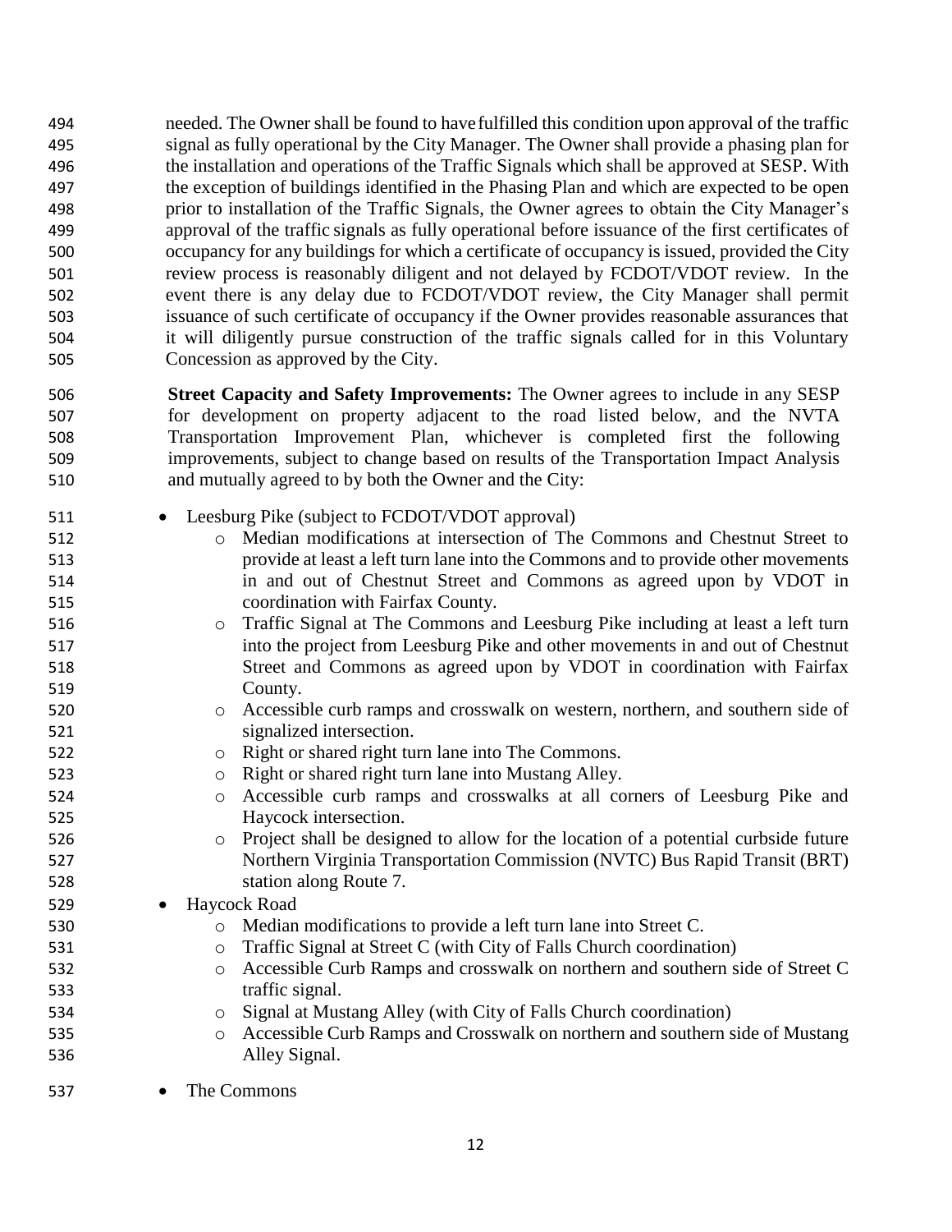needed. The Owner shall be found to have fulfilled this condition upon approval of the traffic signal as fully operational by the City Manager. The Owner shall provide a phasing plan for the installation and operations of the Traffic Signals which shall be approved at SESP. With the exception of buildings identified in the Phasing Plan and which are expected to be open prior to installation of the Traffic Signals, the Owner agrees to obtain the City Manager's approval of the traffic signals as fully operational before issuance of the first certificates of occupancy for any buildings for which a certificate of occupancy is issued, provided the City review process is reasonably diligent and not delayed by FCDOT/VDOT review. In the event there is any delay due to FCDOT/VDOT review, the City Manager shall permit issuance of such certificate of occupancy if the Owner provides reasonable assurances that it will diligently pursue construction of the traffic signals called for in this Voluntary Concession as approved by the City.

**Street Capacity and Safety Improvements:** The Owner agrees to include in any SESP for development on property adjacent to the road listed below, and the NVTA Transportation Improvement Plan, whichever is completed first the following improvements, subject to change based on results of the Transportation Impact Analysis and mutually agreed to by both the Owner and the City:

- Leesburg Pike (subject to FCDOT/VDOT approval)
  - Median modifications at intersection of The Commons and Chestnut Street to provide at least a left turn lane into the Commons and to provide other movements in and out of Chestnut Street and Commons as agreed upon by VDOT in coordination with Fairfax County.
  - Traffic Signal at The Commons and Leesburg Pike including at least a left turn into the project from Leesburg Pike and other movements in and out of Chestnut Street and Commons as agreed upon by VDOT in coordination with Fairfax County.
  - Accessible curb ramps and crosswalk on western, northern, and southern side of signalized intersection.
  - Right or shared right turn lane into The Commons.
  - Right or shared right turn lane into Mustang Alley.
  - Accessible curb ramps and crosswalks at all corners of Leesburg Pike and Haycock intersection.
  - Project shall be designed to allow for the location of a potential curbside future Northern Virginia Transportation Commission (NVTC) Bus Rapid Transit (BRT) station along Route 7.
- Haycock Road
  - Median modifications to provide a left turn lane into Street C.
  - Traffic Signal at Street C (with City of Falls Church coordination)
  - Accessible Curb Ramps and crosswalk on northern and southern side of Street C traffic signal.
  - Signal at Mustang Alley (with City of Falls Church coordination)
  - Accessible Curb Ramps and Crosswalk on northern and southern side of Mustang Alley Signal.
- The Commons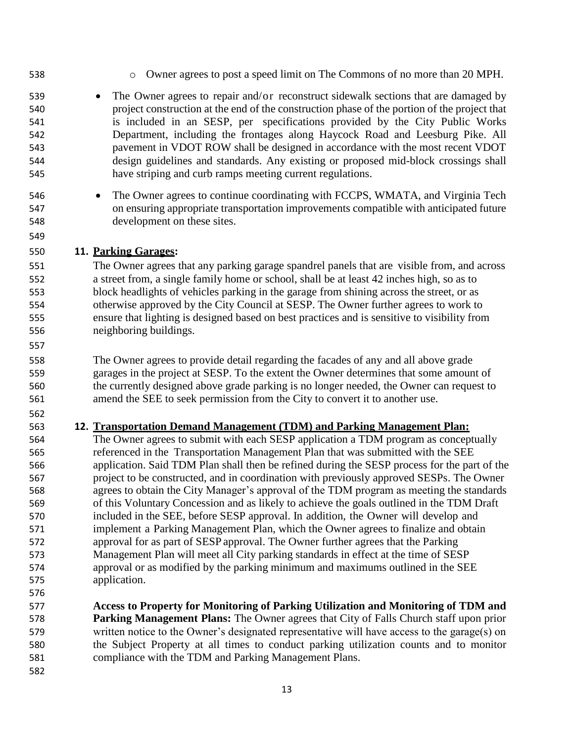- Owner agrees to post a speed limit on The Commons of no more than 20 MPH.

- The Owner agrees to repair and/or reconstruct sidewalk sections that are damaged by project construction at the end of the construction phase of the portion of the project that is included in an SESP, per specifications provided by the City Public Works Department, including the frontages along Haycock Road and Leesburg Pike. All pavement in VDOT ROW shall be designed in accordance with the most recent VDOT design guidelines and standards. Any existing or proposed mid-block crossings shall have striping and curb ramps meeting current regulations.

- The Owner agrees to continue coordinating with FCCPS, WMATA, and Virginia Tech on ensuring appropriate transportation improvements compatible with anticipated future development on these sites.

**11. Parking Garages:**

The Owner agrees that any parking garage spandrel panels that are visible from, and across a street from, a single family home or school, shall be at least 42 inches high, so as to block headlights of vehicles parking in the garage from shining across the street, or as otherwise approved by the City Council at SESP. The Owner further agrees to work to ensure that lighting is designed based on best practices and is sensitive to visibility from neighboring buildings.

The Owner agrees to provide detail regarding the facades of any and all above grade garages in the project at SESP. To the extent the Owner determines that some amount of the currently designed above grade parking is no longer needed, the Owner can request to amend the SEE to seek permission from the City to convert it to another use.

**12. Transportation Demand Management (TDM) and Parking Management Plan:**

The Owner agrees to submit with each SESP application a TDM program as conceptually referenced in the Transportation Management Plan that was submitted with the SEE application. Said TDM Plan shall then be refined during the SESP process for the part of the project to be constructed, and in coordination with previously approved SESPs. The Owner agrees to obtain the City Manager's approval of the TDM program as meeting the standards of this Voluntary Concession and as likely to achieve the goals outlined in the TDM Draft included in the SEE, before SESP approval. In addition, the Owner will develop and implement a Parking Management Plan, which the Owner agrees to finalize and obtain approval for as part of SESP approval. The Owner further agrees that the Parking Management Plan will meet all City parking standards in effect at the time of SESP approval or as modified by the parking minimum and maximums outlined in the SEE application.

**Access to Property for Monitoring of Parking Utilization and Monitoring of TDM and Parking Management Plans:** The Owner agrees that City of Falls Church staff upon prior written notice to the Owner's designated representative will have access to the garage(s) on the Subject Property at all times to conduct parking utilization counts and to monitor compliance with the TDM and Parking Management Plans.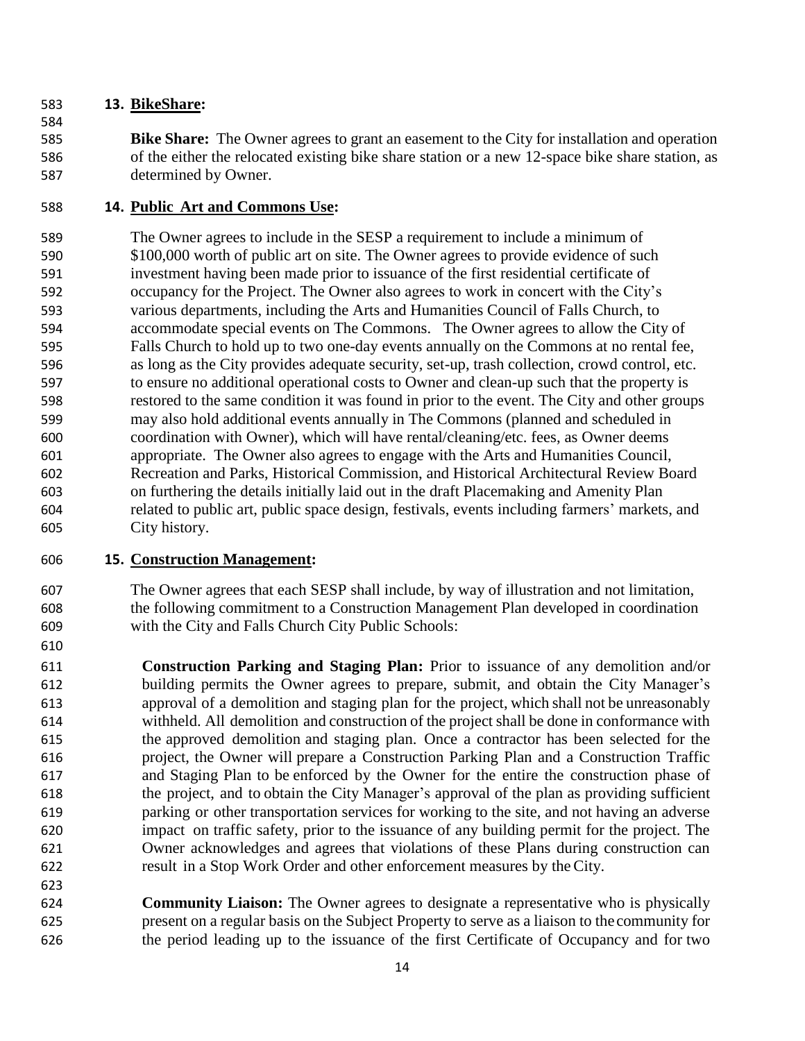**13. BikeShare:**

**Bike Share:** The Owner agrees to grant an easement to the City for installation and operation of the either the relocated existing bike share station or a new 12-space bike share station, as determined by Owner.

**14. Public Art and Commons Use:**

The Owner agrees to include in the SESP a requirement to include a minimum of $100,000 worth of public art on site. The Owner agrees to provide evidence of such investment having been made prior to issuance of the first residential certificate of occupancy for the Project. The Owner also agrees to work in concert with the City's various departments, including the Arts and Humanities Council of Falls Church, to accommodate special events on The Commons. The Owner agrees to allow the City of Falls Church to hold up to two one-day events annually on the Commons at no rental fee, as long as the City provides adequate security, set-up, trash collection, crowd control, etc. to ensure no additional operational costs to Owner and clean-up such that the property is restored to the same condition it was found in prior to the event. The City and other groups may also hold additional events annually in The Commons (planned and scheduled in coordination with Owner), which will have rental/cleaning/etc. fees, as Owner deems appropriate. The Owner also agrees to engage with the Arts and Humanities Council, Recreation and Parks, Historical Commission, and Historical Architectural Review Board on furthering the details initially laid out in the draft Placemaking and Amenity Plan related to public art, public space design, festivals, events including farmers' markets, and City history.

**15. Construction Management:**

The Owner agrees that each SESP shall include, by way of illustration and not limitation, the following commitment to a Construction Management Plan developed in coordination with the City and Falls Church City Public Schools:

**Construction Parking and Staging Plan:** Prior to issuance of any demolition and/or building permits the Owner agrees to prepare, submit, and obtain the City Manager's approval of a demolition and staging plan for the project, which shall not be unreasonably withheld. All demolition and construction of the project shall be done in conformance with the approved demolition and staging plan. Once a contractor has been selected for the project, the Owner will prepare a Construction Parking Plan and a Construction Traffic and Staging Plan to be enforced by the Owner for the entire the construction phase of the project, and to obtain the City Manager's approval of the plan as providing sufficient parking or other transportation services for working to the site, and not having an adverse impact on traffic safety, prior to the issuance of any building permit for the project. The Owner acknowledges and agrees that violations of these Plans during construction can result in a Stop Work Order and other enforcement measures by the City.

**Community Liaison:** The Owner agrees to designate a representative who is physically present on a regular basis on the Subject Property to serve as a liaison to the community for the period leading up to the issuance of the first Certificate of Occupancy and for two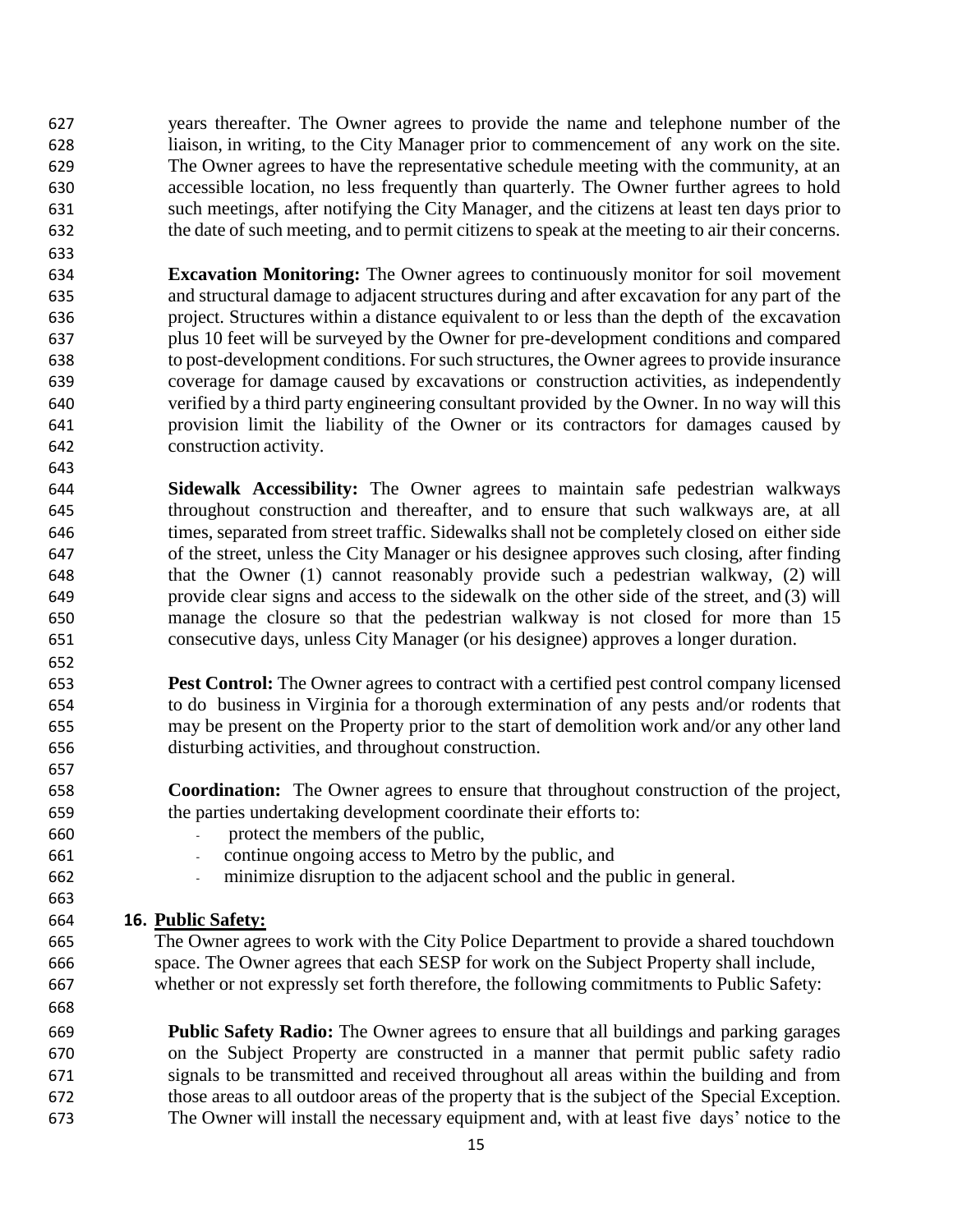years thereafter. The Owner agrees to provide the name and telephone number of the liaison, in writing, to the City Manager prior to commencement of any work on the site. The Owner agrees to have the representative schedule meeting with the community, at an accessible location, no less frequently than quarterly. The Owner further agrees to hold such meetings, after notifying the City Manager, and the citizens at least ten days prior to the date of such meeting, and to permit citizens to speak at the meeting to air their concerns.

**Excavation Monitoring:** The Owner agrees to continuously monitor for soil movement and structural damage to adjacent structures during and after excavation for any part of the project. Structures within a distance equivalent to or less than the depth of the excavation plus 10 feet will be surveyed by the Owner for pre-development conditions and compared to post-development conditions. For such structures, the Owner agrees to provide insurance coverage for damage caused by excavations or construction activities, as independently verified by a third party engineering consultant provided by the Owner. In no way will this provision limit the liability of the Owner or its contractors for damages caused by construction activity.

**Sidewalk Accessibility:** The Owner agrees to maintain safe pedestrian walkways throughout construction and thereafter, and to ensure that such walkways are, at all times, separated from street traffic. Sidewalks shall not be completely closed on either side of the street, unless the City Manager or his designee approves such closing, after finding that the Owner (1) cannot reasonably provide such a pedestrian walkway, (2) will provide clear signs and access to the sidewalk on the other side of the street, and (3) will manage the closure so that the pedestrian walkway is not closed for more than 15 consecutive days, unless City Manager (or his designee) approves a longer duration.

**Pest Control:** The Owner agrees to contract with a certified pest control company licensed to do business in Virginia for a thorough extermination of any pests and/or rodents that may be present on the Property prior to the start of demolition work and/or any other land disturbing activities, and throughout construction.

**Coordination:** The Owner agrees to ensure that throughout construction of the project, the parties undertaking development coordinate their efforts to:

- protect the members of the public,
- continue ongoing access to Metro by the public, and
- minimize disruption to the adjacent school and the public in general.

## 16. Public Safety:

The Owner agrees to work with the City Police Department to provide a shared touchdown space. The Owner agrees that each SESP for work on the Subject Property shall include, whether or not expressly set forth therefore, the following commitments to Public Safety:

**Public Safety Radio:** The Owner agrees to ensure that all buildings and parking garages on the Subject Property are constructed in a manner that permit public safety radio signals to be transmitted and received throughout all areas within the building and from those areas to all outdoor areas of the property that is the subject of the Special Exception. The Owner will install the necessary equipment and, with at least five days' notice to the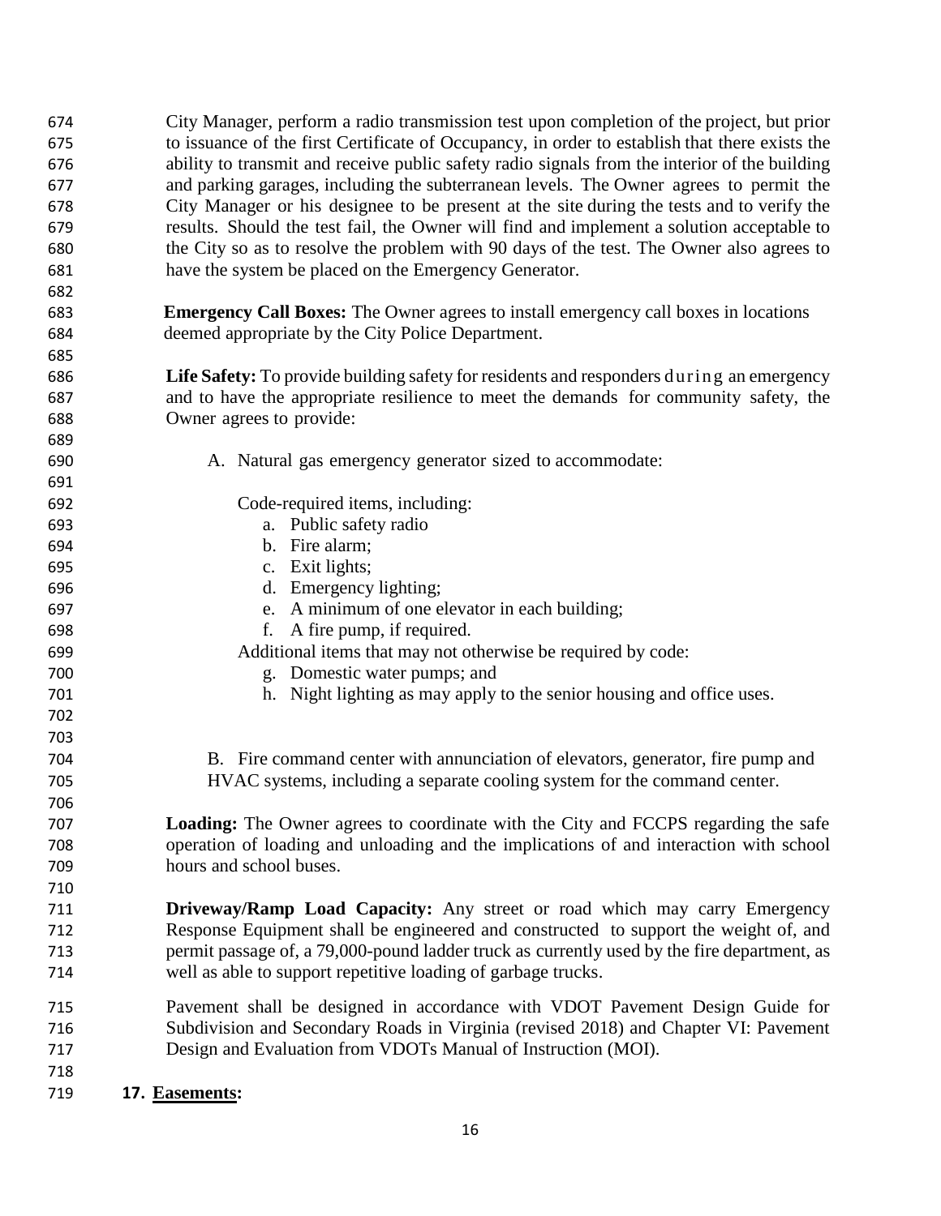City Manager, perform a radio transmission test upon completion of the project, but prior to issuance of the first Certificate of Occupancy, in order to establish that there exists the ability to transmit and receive public safety radio signals from the interior of the building and parking garages, including the subterranean levels. The Owner agrees to permit the City Manager or his designee to be present at the site during the tests and to verify the results. Should the test fail, the Owner will find and implement a solution acceptable to the City so as to resolve the problem with 90 days of the test. The Owner also agrees to have the system be placed on the Emergency Generator.

**Emergency Call Boxes:** The Owner agrees to install emergency call boxes in locations deemed appropriate by the City Police Department.

**Life Safety:** To provide building safety for residents and responders during an emergency and to have the appropriate resilience to meet the demands for community safety, the Owner agrees to provide:

A. Natural gas emergency generator sized to accommodate:

Code-required items, including:

a. Public safety radio
b. Fire alarm;
c. Exit lights;
d. Emergency lighting;
e. A minimum of one elevator in each building;
f. A fire pump, if required.

Additional items that may not otherwise be required by code:

g. Domestic water pumps; and
h. Night lighting as may apply to the senior housing and office uses.

B. Fire command center with annunciation of elevators, generator, fire pump and HVAC systems, including a separate cooling system for the command center.

**Loading:** The Owner agrees to coordinate with the City and FCCPS regarding the safe operation of loading and unloading and the implications of and interaction with school hours and school buses.

**Driveway/Ramp Load Capacity:** Any street or road which may carry Emergency Response Equipment shall be engineered and constructed to support the weight of, and permit passage of, a 79,000-pound ladder truck as currently used by the fire department, as well as able to support repetitive loading of garbage trucks.

Pavement shall be designed in accordance with VDOT Pavement Design Guide for Subdivision and Secondary Roads in Virginia (revised 2018) and Chapter VI: Pavement Design and Evaluation from VDOTs Manual of Instruction (MOI).

**17. <u>Easements</u>:**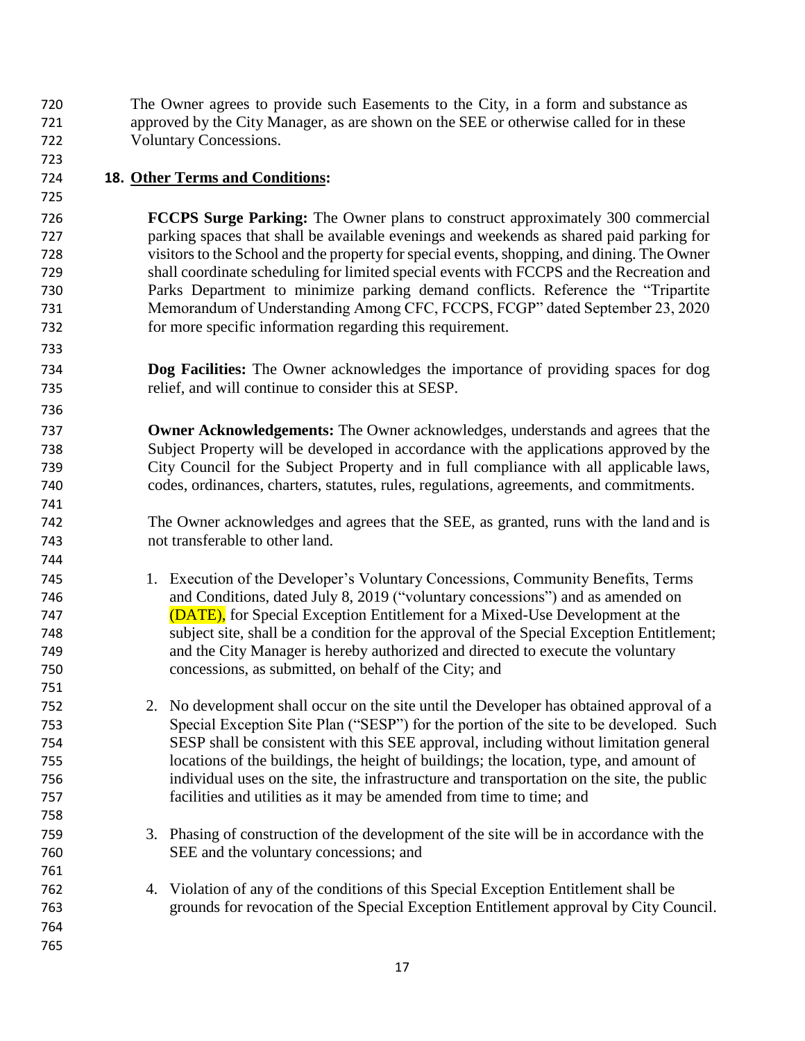The Owner agrees to provide such Easements to the City, in a form and substance as approved by the City Manager, as are shown on the SEE or otherwise called for in these Voluntary Concessions.

## 18. Other Terms and Conditions:

**FCCPS Surge Parking:** The Owner plans to construct approximately 300 commercial parking spaces that shall be available evenings and weekends as shared paid parking for visitors to the School and the property for special events, shopping, and dining. The Owner shall coordinate scheduling for limited special events with FCCPS and the Recreation and Parks Department to minimize parking demand conflicts. Reference the "Tripartite Memorandum of Understanding Among CFC, FCCPS, FCGP" dated September 23, 2020 for more specific information regarding this requirement.

**Dog Facilities:** The Owner acknowledges the importance of providing spaces for dog relief, and will continue to consider this at SESP.

**Owner Acknowledgements:** The Owner acknowledges, understands and agrees that the Subject Property will be developed in accordance with the applications approved by the City Council for the Subject Property and in full compliance with all applicable laws, codes, ordinances, charters, statutes, rules, regulations, agreements, and commitments.

The Owner acknowledges and agrees that the SEE, as granted, runs with the land and is not transferable to other land.

1. Execution of the Developer's Voluntary Concessions, Community Benefits, Terms and Conditions, dated July 8, 2019 ("voluntary concessions") and as amended on (DATE), for Special Exception Entitlement for a Mixed-Use Development at the subject site, shall be a condition for the approval of the Special Exception Entitlement; and the City Manager is hereby authorized and directed to execute the voluntary concessions, as submitted, on behalf of the City; and

2. No development shall occur on the site until the Developer has obtained approval of a Special Exception Site Plan ("SESP") for the portion of the site to be developed. Such SESP shall be consistent with this SEE approval, including without limitation general locations of the buildings, the height of buildings; the location, type, and amount of individual uses on the site, the infrastructure and transportation on the site, the public facilities and utilities as it may be amended from time to time; and

3. Phasing of construction of the development of the site will be in accordance with the SEE and the voluntary concessions; and

4. Violation of any of the conditions of this Special Exception Entitlement shall be grounds for revocation of the Special Exception Entitlement approval by City Council.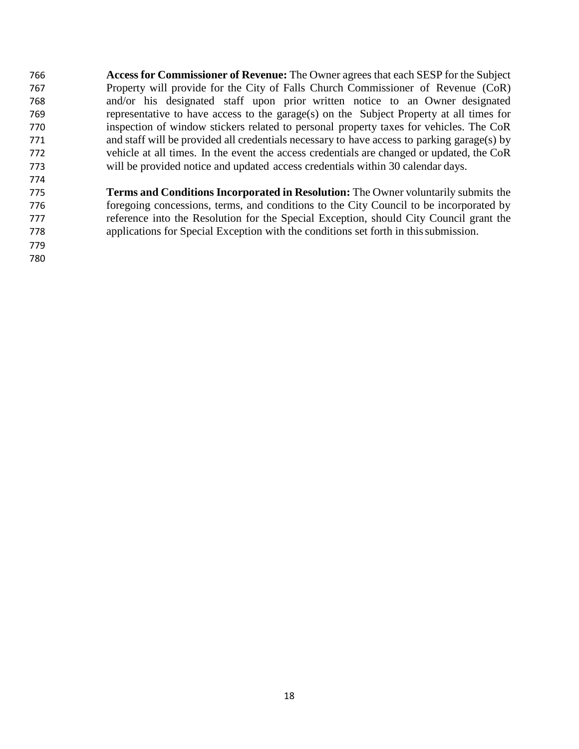**Access for Commissioner of Revenue:** The Owner agrees that each SESP for the Subject Property will provide for the City of Falls Church Commissioner of Revenue (CoR) and/or his designated staff upon prior written notice to an Owner designated representative to have access to the garage(s) on the Subject Property at all times for inspection of window stickers related to personal property taxes for vehicles. The CoR and staff will be provided all credentials necessary to have access to parking garage(s) by vehicle at all times. In the event the access credentials are changed or updated, the CoR will be provided notice and updated access credentials within 30 calendar days.

**Terms and Conditions Incorporated in Resolution:** The Owner voluntarily submits the foregoing concessions, terms, and conditions to the City Council to be incorporated by reference into the Resolution for the Special Exception, should City Council grant the applications for Special Exception with the conditions set forth in this submission.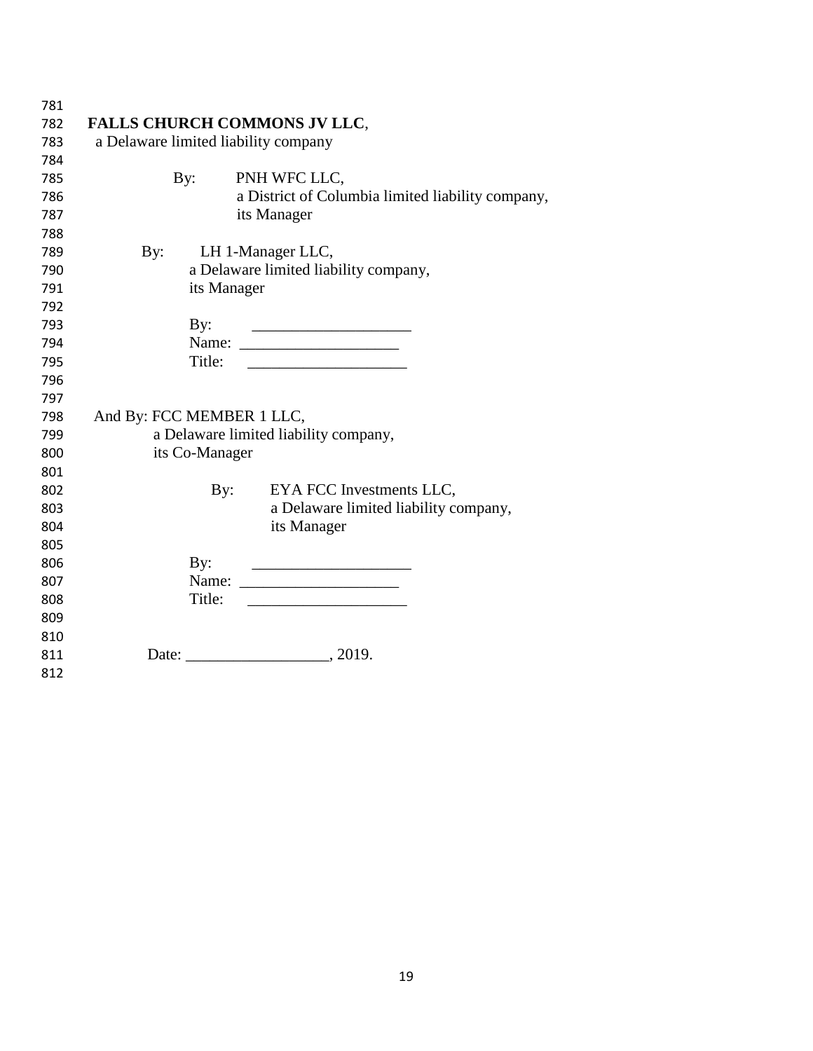**FALLS CHURCH COMMONS JV LLC**,
a Delaware limited liability company

By: PNH WFC LLC,
a District of Columbia limited liability company,
its Manager

By: LH 1-Manager LLC,
a Delaware limited liability company,
its Manager

By: ____________________
Name: ____________________
Title: ____________________

And By: FCC MEMBER 1 LLC,
a Delaware limited liability company,
its Co-Manager

By: EYA FCC Investments LLC,
a Delaware limited liability company,
its Manager

By: ____________________
Name: ____________________
Title: ____________________

Date: __________________, 2019.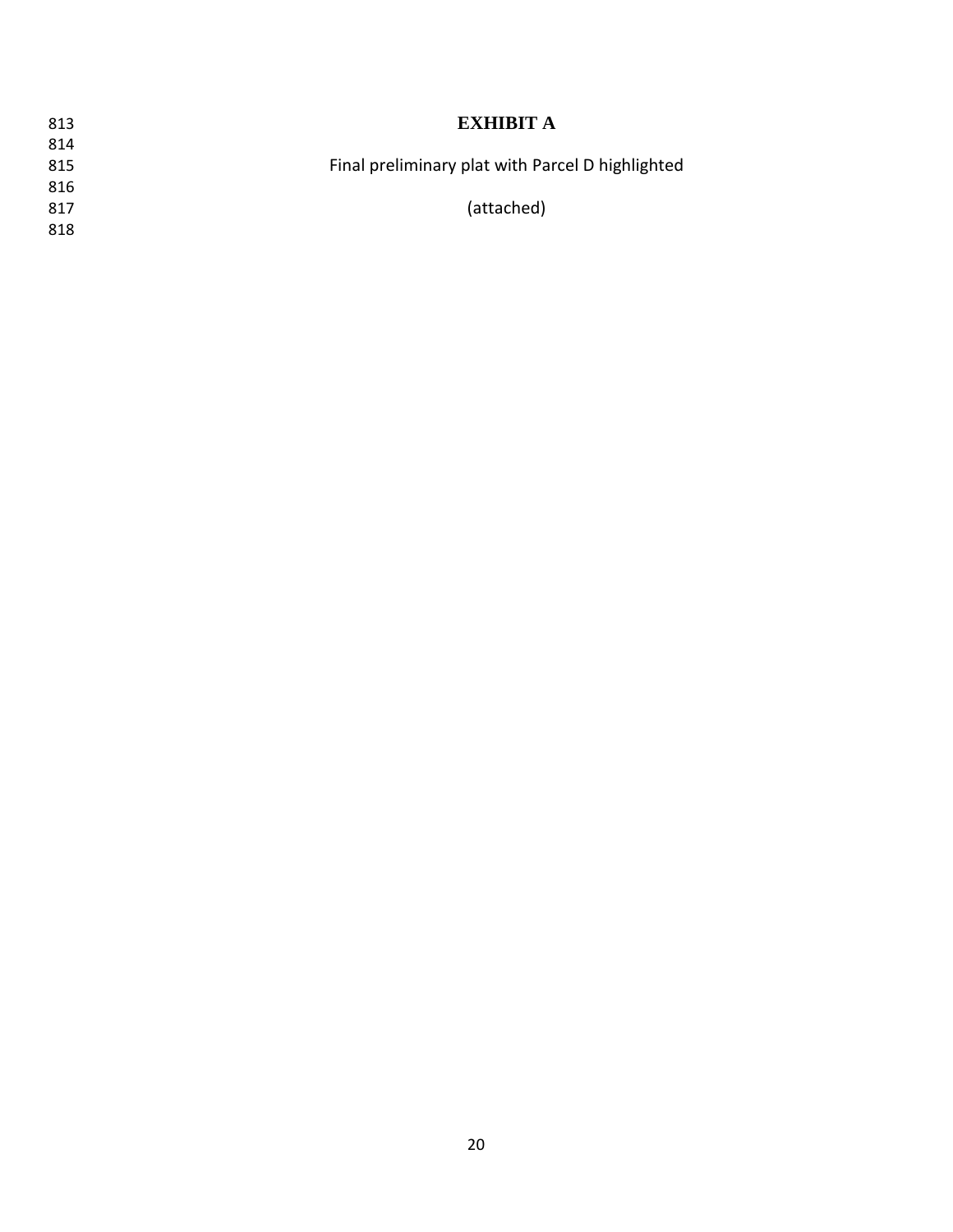# EXHIBIT A

Final preliminary plat with Parcel D highlighted

(attached)